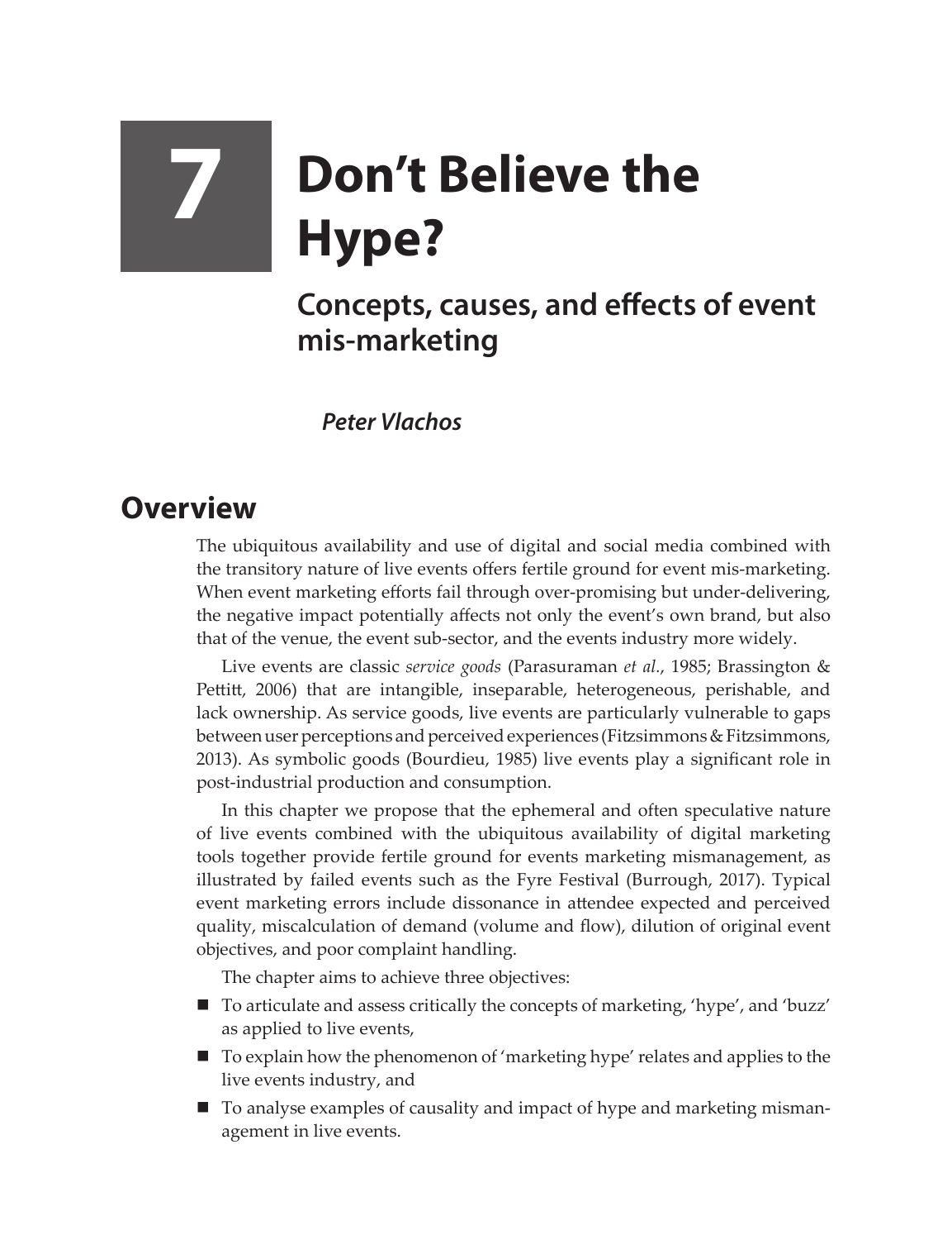# 7 Don't Believe the Hype?

## Concepts, causes, and effects of event mis-marketing

***Peter Vlachos***

## Overview

The ubiquitous availability and use of digital and social media combined with the transitory nature of live events offers fertile ground for event mis-marketing. When event marketing efforts fail through over-promising but under-delivering, the negative impact potentially affects not only the event's own brand, but also that of the venue, the event sub-sector, and the events industry more widely.

Live events are classic *service goods* (Parasuraman *et al.*, 1985; Brassington & Pettitt, 2006) that are intangible, inseparable, heterogeneous, perishable, and lack ownership. As service goods, live events are particularly vulnerable to gaps between user perceptions and perceived experiences (Fitzsimmons & Fitzsimmons, 2013). As symbolic goods (Bourdieu, 1985) live events play a significant role in post-industrial production and consumption.

In this chapter we propose that the ephemeral and often speculative nature of live events combined with the ubiquitous availability of digital marketing tools together provide fertile ground for events marketing mismanagement, as illustrated by failed events such as the Fyre Festival (Burrough, 2017). Typical event marketing errors include dissonance in attendee expected and perceived quality, miscalculation of demand (volume and flow), dilution of original event objectives, and poor complaint handling.

The chapter aims to achieve three objectives:

- To articulate and assess critically the concepts of marketing, 'hype', and 'buzz' as applied to live events,
- To explain how the phenomenon of 'marketing hype' relates and applies to the live events industry, and
- To analyse examples of causality and impact of hype and marketing mismanagement in live events.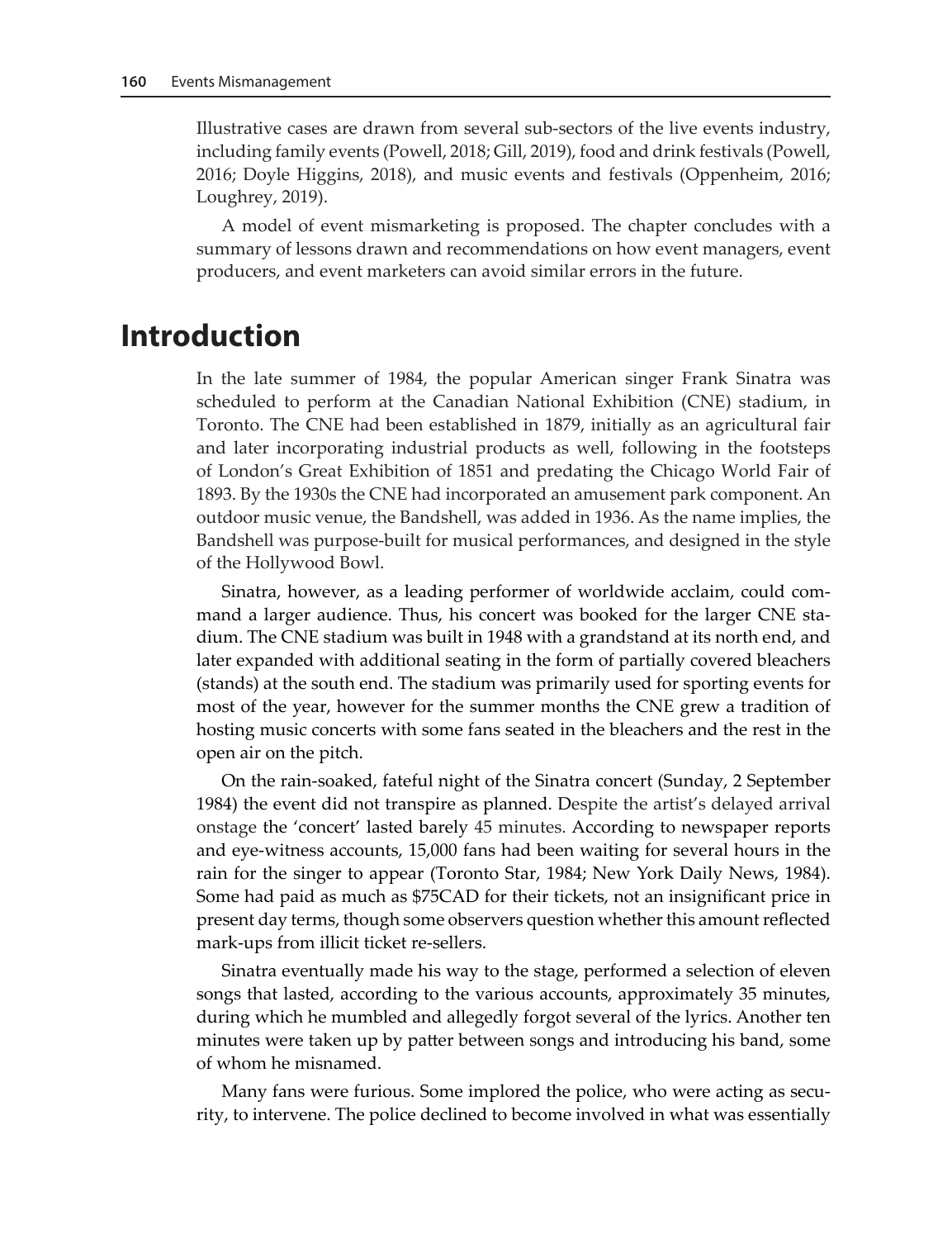Illustrative cases are drawn from several sub-sectors of the live events industry, including family events (Powell, 2018; Gill, 2019), food and drink festivals (Powell, 2016; Doyle Higgins, 2018), and music events and festivals (Oppenheim, 2016; Loughrey, 2019).

A model of event mismarketing is proposed. The chapter concludes with a summary of lessons drawn and recommendations on how event managers, event producers, and event marketers can avoid similar errors in the future.

## Introduction

In the late summer of 1984, the popular American singer Frank Sinatra was scheduled to perform at the Canadian National Exhibition (CNE) stadium, in Toronto. The CNE had been established in 1879, initially as an agricultural fair and later incorporating industrial products as well, following in the footsteps of London's Great Exhibition of 1851 and predating the Chicago World Fair of 1893. By the 1930s the CNE had incorporated an amusement park component. An outdoor music venue, the Bandshell, was added in 1936. As the name implies, the Bandshell was purpose-built for musical performances, and designed in the style of the Hollywood Bowl.

Sinatra, however, as a leading performer of worldwide acclaim, could command a larger audience. Thus, his concert was booked for the larger CNE stadium. The CNE stadium was built in 1948 with a grandstand at its north end, and later expanded with additional seating in the form of partially covered bleachers (stands) at the south end. The stadium was primarily used for sporting events for most of the year, however for the summer months the CNE grew a tradition of hosting music concerts with some fans seated in the bleachers and the rest in the open air on the pitch.

On the rain-soaked, fateful night of the Sinatra concert (Sunday, 2 September 1984) the event did not transpire as planned. Despite the artist's delayed arrival onstage the 'concert' lasted barely 45 minutes. According to newspaper reports and eye-witness accounts, 15,000 fans had been waiting for several hours in the rain for the singer to appear (Toronto Star, 1984; New York Daily News, 1984). Some had paid as much as $75CAD for their tickets, not an insignificant price in present day terms, though some observers question whether this amount reflected mark-ups from illicit ticket re-sellers.

Sinatra eventually made his way to the stage, performed a selection of eleven songs that lasted, according to the various accounts, approximately 35 minutes, during which he mumbled and allegedly forgot several of the lyrics. Another ten minutes were taken up by patter between songs and introducing his band, some of whom he misnamed.

Many fans were furious. Some implored the police, who were acting as security, to intervene. The police declined to become involved in what was essentially